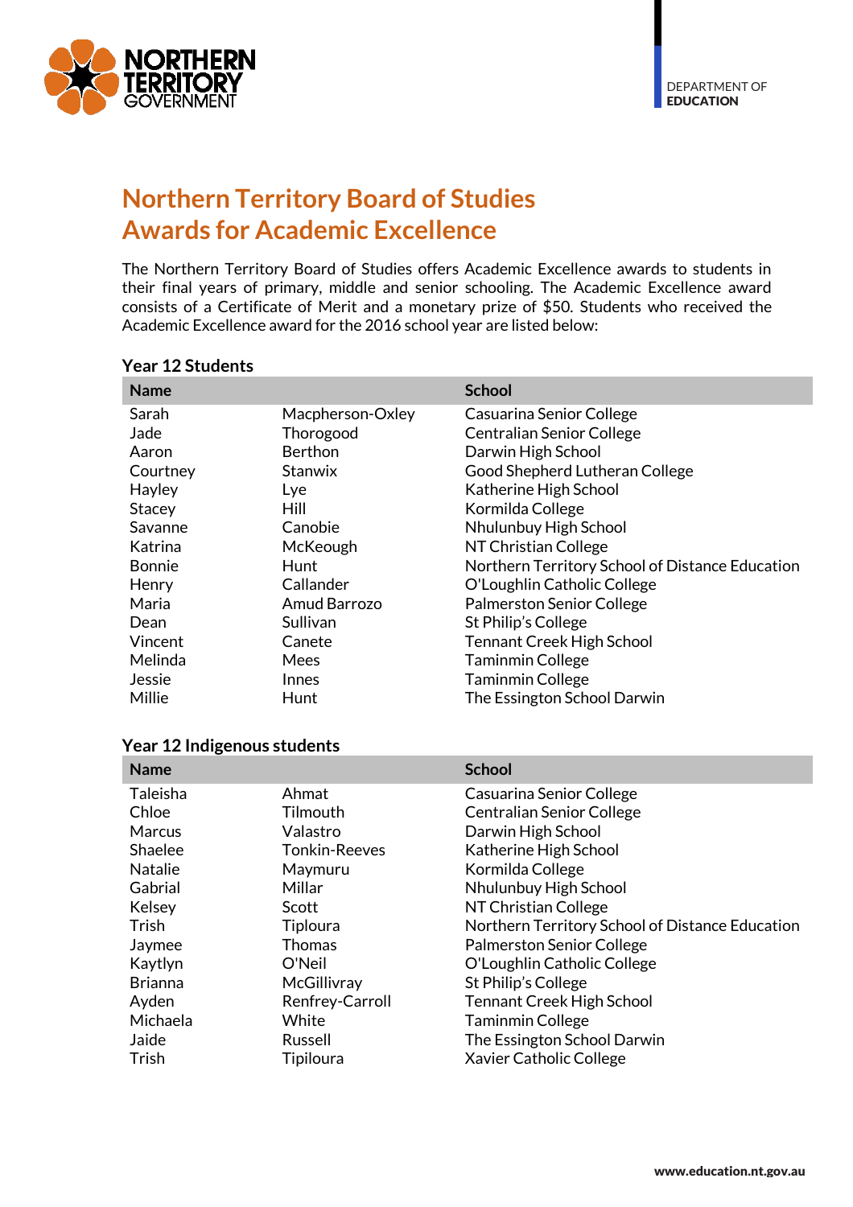NORTHERN TERRITORY GOVERNMENT

DEPARTMENT OF **EDUCATION**

# Northern Territory Board of Studies Awards for Academic Excellence

The Northern Territory Board of Studies offers Academic Excellence awards to students in their final years of primary, middle and senior schooling. The Academic Excellence award consists of a Certificate of Merit and a monetary prize of $50. Students who received the Academic Excellence award for the 2016 school year are listed below:

### Year 12 Students

| Name | | School |
|---|---|---|
| Sarah | Macpherson-Oxley | Casuarina Senior College |
| Jade | Thorogood | Centralian Senior College |
| Aaron | Berthon | Darwin High School |
| Courtney | Stanwix | Good Shepherd Lutheran College |
| Hayley | Lye | Katherine High School |
| Stacey | Hill | Kormilda College |
| Savanne | Canobie | Nhulunbuy High School |
| Katrina | McKeough | NT Christian College |
| Bonnie | Hunt | Northern Territory School of Distance Education |
| Henry | Callander | O'Loughlin Catholic College |
| Maria | Amud Barrozo | Palmerston Senior College |
| Dean | Sullivan | St Philip's College |
| Vincent | Canete | Tennant Creek High School |
| Melinda | Mees | Taminmin College |
| Jessie | Innes | Taminmin College |
| Millie | Hunt | The Essington School Darwin |

### Year 12 Indigenous students

| Name | | School |
|---|---|---|
| Taleisha | Ahmat | Casuarina Senior College |
| Chloe | Tilmouth | Centralian Senior College |
| Marcus | Valastro | Darwin High School |
| Shaelee | Tonkin-Reeves | Katherine High School |
| Natalie | Maymuru | Kormilda College |
| Gabrial | Millar | Nhulunbuy High School |
| Kelsey | Scott | NT Christian College |
| Trish | Tiploura | Northern Territory School of Distance Education |
| Jaymee | Thomas | Palmerston Senior College |
| Kaytlyn | O'Neil | O'Loughlin Catholic College |
| Brianna | McGillivray | St Philip's College |
| Ayden | Renfrey-Carroll | Tennant Creek High School |
| Michaela | White | Taminmin College |
| Jaide | Russell | The Essington School Darwin |
| Trish | Tipiloura | Xavier Catholic College |

www.education.nt.gov.au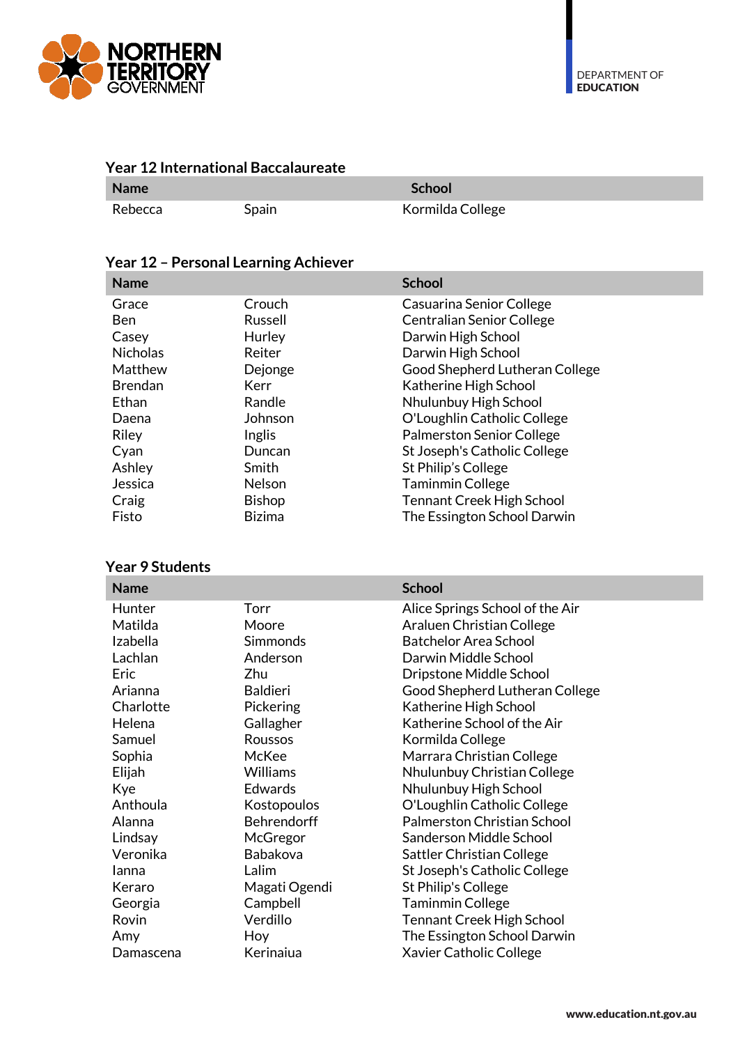## Year 12 International Baccalaureate

| Name | | School |
|---|---|---|
| Rebecca | Spain | Kormilda College |

## Year 12 – Personal Learning Achiever

| Name | | School |
|---|---|---|
| Grace | Crouch | Casuarina Senior College |
| Ben | Russell | Centralian Senior College |
| Casey | Hurley | Darwin High School |
| Nicholas | Reiter | Darwin High School |
| Matthew | Dejonge | Good Shepherd Lutheran College |
| Brendan | Kerr | Katherine High School |
| Ethan | Randle | Nhulunbuy High School |
| Daena | Johnson | O'Loughlin Catholic College |
| Riley | Inglis | Palmerston Senior College |
| Cyan | Duncan | St Joseph's Catholic College |
| Ashley | Smith | St Philip's College |
| Jessica | Nelson | Taminmin College |
| Craig | Bishop | Tennant Creek High School |
| Fisto | Bizima | The Essington School Darwin |

## Year 9 Students

| Name | | School |
|---|---|---|
| Hunter | Torr | Alice Springs School of the Air |
| Matilda | Moore | Araluen Christian College |
| Izabella | Simmonds | Batchelor Area School |
| Lachlan | Anderson | Darwin Middle School |
| Eric | Zhu | Dripstone Middle School |
| Arianna | Baldieri | Good Shepherd Lutheran College |
| Charlotte | Pickering | Katherine High School |
| Helena | Gallagher | Katherine School of the Air |
| Samuel | Roussos | Kormilda College |
| Sophia | McKee | Marrara Christian College |
| Elijah | Williams | Nhulunbuy Christian College |
| Kye | Edwards | Nhulunbuy High School |
| Anthoula | Kostopoulos | O'Loughlin Catholic College |
| Alanna | Behrendorff | Palmerston Christian School |
| Lindsay | McGregor | Sanderson Middle School |
| Veronika | Babakova | Sattler Christian College |
| Ianna | Lalim | St Joseph's Catholic College |
| Keraro | Magati Ogendi | St Philip's College |
| Georgia | Campbell | Taminmin College |
| Rovin | Verdillo | Tennant Creek High School |
| Amy | Hoy | The Essington School Darwin |
| Damascena | Kerinaiua | Xavier Catholic College |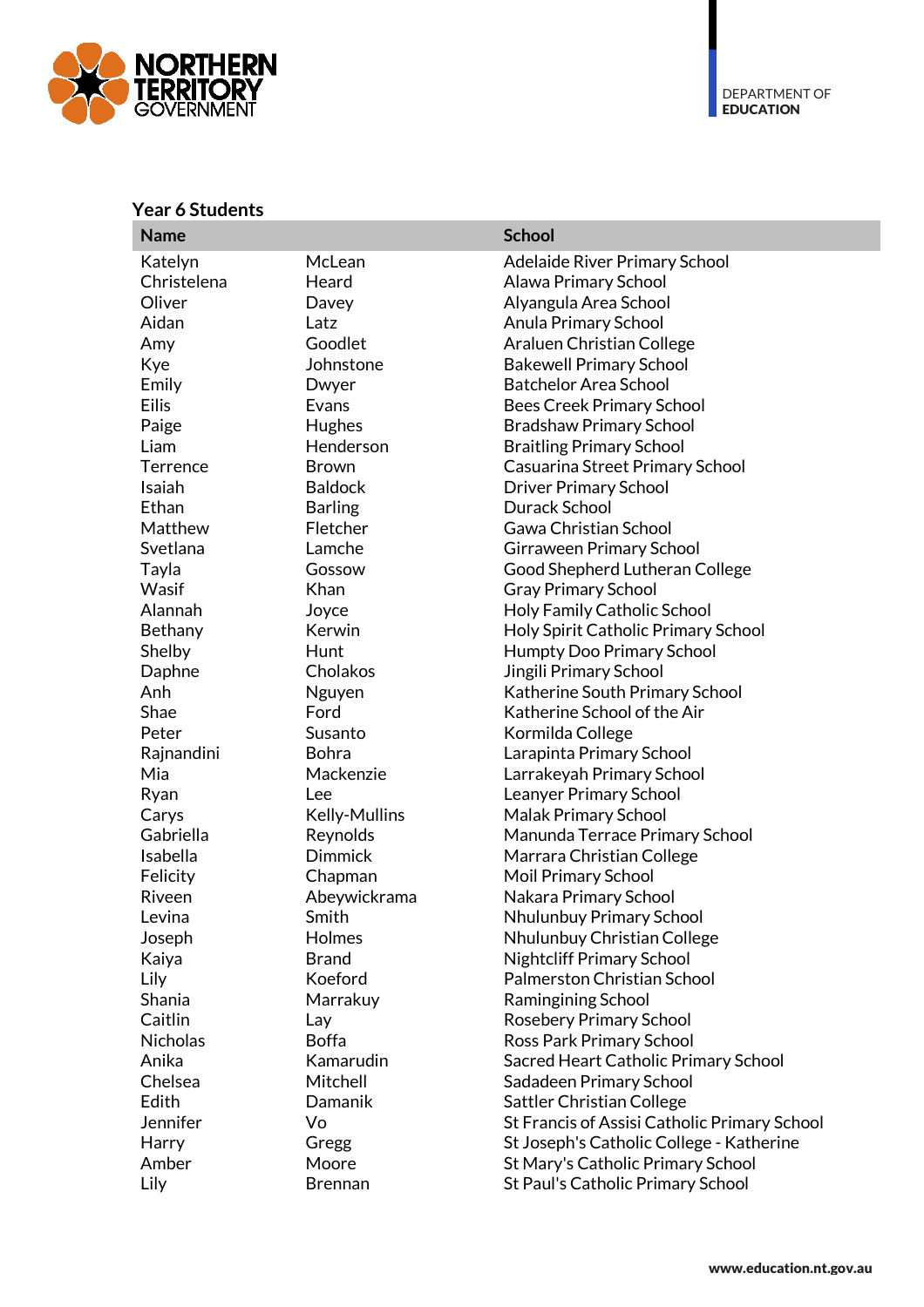## Year 6 Students

| Name | | School |
|---|---|---|
| Katelyn | McLean | Adelaide River Primary School |
| Christelena | Heard | Alawa Primary School |
| Oliver | Davey | Alyangula Area School |
| Aidan | Latz | Anula Primary School |
| Amy | Goodlet | Araluen Christian College |
| Kye | Johnstone | Bakewell Primary School |
| Emily | Dwyer | Batchelor Area School |
| Eilis | Evans | Bees Creek Primary School |
| Paige | Hughes | Bradshaw Primary School |
| Liam | Henderson | Braitling Primary School |
| Terrence | Brown | Casuarina Street Primary School |
| Isaiah | Baldock | Driver Primary School |
| Ethan | Barling | Durack School |
| Matthew | Fletcher | Gawa Christian School |
| Svetlana | Lamche | Girraween Primary School |
| Tayla | Gossow | Good Shepherd Lutheran College |
| Wasif | Khan | Gray Primary School |
| Alannah | Joyce | Holy Family Catholic School |
| Bethany | Kerwin | Holy Spirit Catholic Primary School |
| Shelby | Hunt | Humpty Doo Primary School |
| Daphne | Cholakos | Jingili Primary School |
| Anh | Nguyen | Katherine South Primary School |
| Shae | Ford | Katherine School of the Air |
| Peter | Susanto | Kormilda College |
| Rajnandini | Bohra | Larapinta Primary School |
| Mia | Mackenzie | Larrakeyah Primary School |
| Ryan | Lee | Leanyer Primary School |
| Carys | Kelly-Mullins | Malak Primary School |
| Gabriella | Reynolds | Manunda Terrace Primary School |
| Isabella | Dimmick | Marrara Christian College |
| Felicity | Chapman | Moil Primary School |
| Riveen | Abeywickrama | Nakara Primary School |
| Levina | Smith | Nhulunbuy Primary School |
| Joseph | Holmes | Nhulunbuy Christian College |
| Kaiya | Brand | Nightcliff Primary School |
| Lily | Koeford | Palmerston Christian School |
| Shania | Marrakuy | Ramingining School |
| Caitlin | Lay | Rosebery Primary School |
| Nicholas | Boffa | Ross Park Primary School |
| Anika | Kamarudin | Sacred Heart Catholic Primary School |
| Chelsea | Mitchell | Sadadeen Primary School |
| Edith | Damanik | Sattler Christian College |
| Jennifer | Vo | St Francis of Assisi Catholic Primary School |
| Harry | Gregg | St Joseph's Catholic College - Katherine |
| Amber | Moore | St Mary's Catholic Primary School |
| Lily | Brennan | St Paul's Catholic Primary School |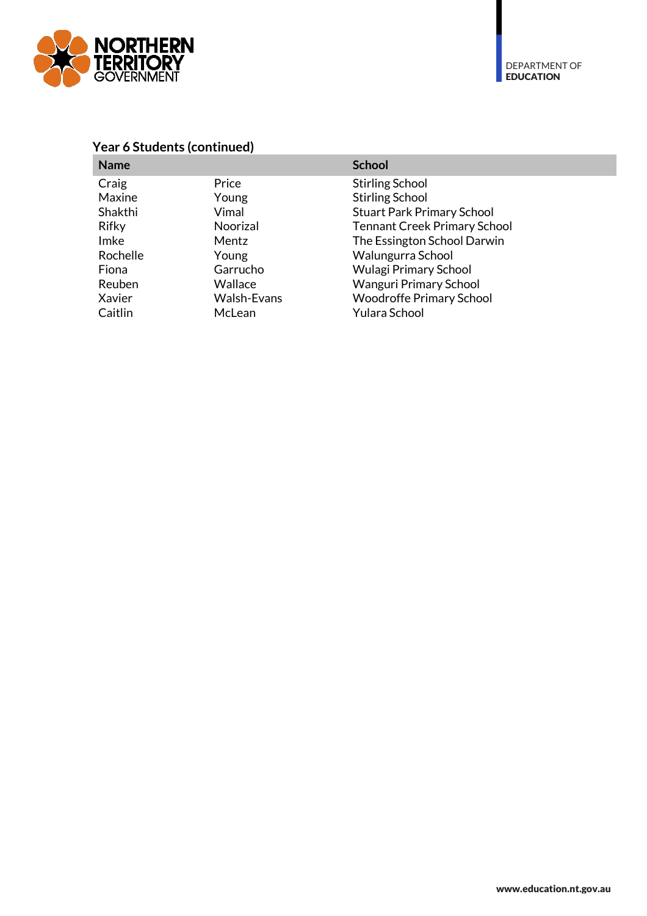## Year 6 Students (continued)

| Name | | School |
|---|---|---|
| Craig | Price | Stirling School |
| Maxine | Young | Stirling School |
| Shakthi | Vimal | Stuart Park Primary School |
| Rifky | Noorizal | Tennant Creek Primary School |
| Imke | Mentz | The Essington School Darwin |
| Rochelle | Young | Walungurra School |
| Fiona | Garrucho | Wulagi Primary School |
| Reuben | Wallace | Wanguri Primary School |
| Xavier | Walsh-Evans | Woodroffe Primary School |
| Caitlin | McLean | Yulara School |